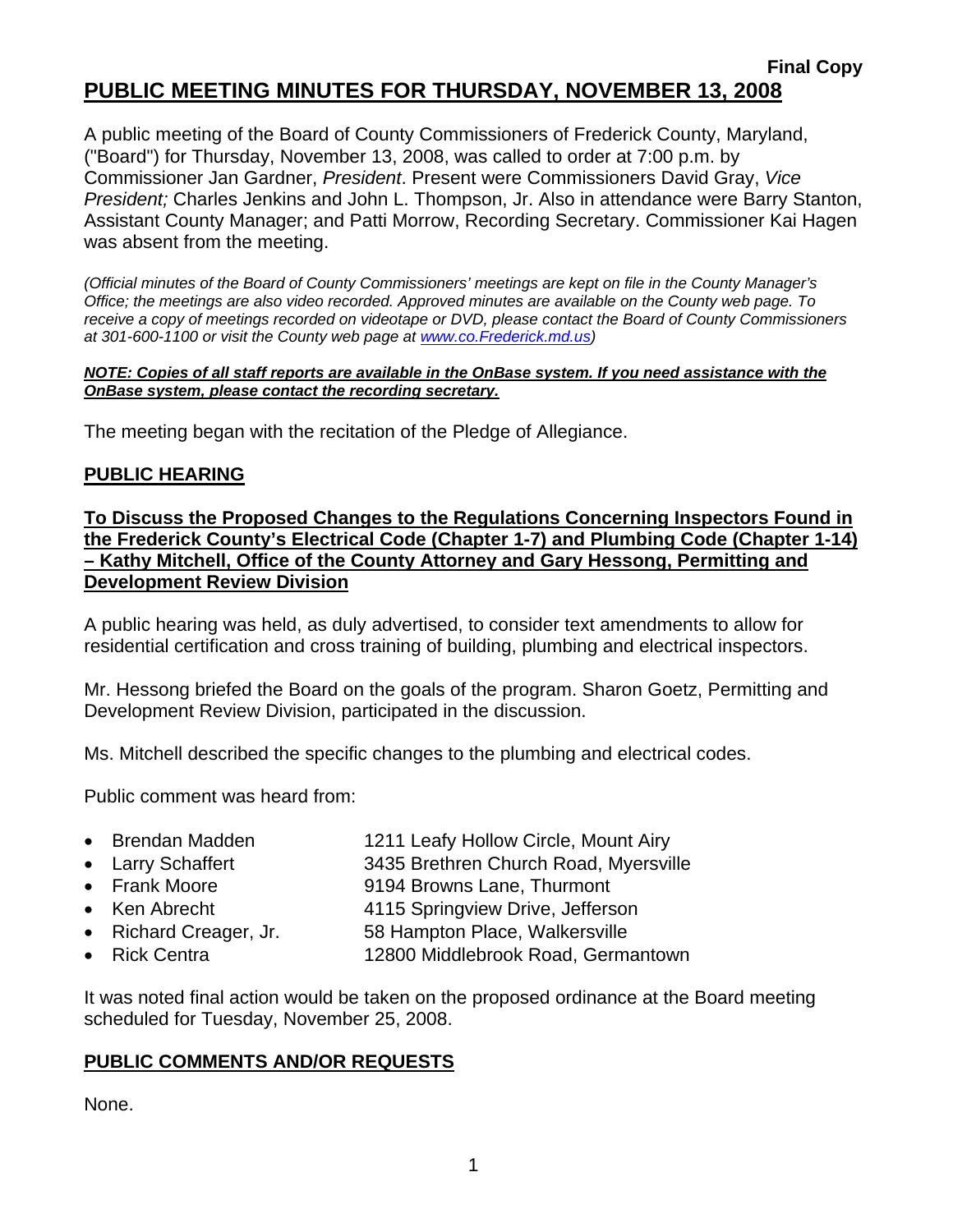**Final Copy**

# PUBLIC MEETING MINUTES FOR THURSDAY, NOVEMBER 13, 2008

A public meeting of the Board of County Commissioners of Frederick County, Maryland, ("Board") for Thursday, November 13, 2008, was called to order at 7:00 p.m. by Commissioner Jan Gardner, *President*. Present were Commissioners David Gray, *Vice President;* Charles Jenkins and John L. Thompson, Jr. Also in attendance were Barry Stanton, Assistant County Manager; and Patti Morrow, Recording Secretary. Commissioner Kai Hagen was absent from the meeting.

*(Official minutes of the Board of County Commissioners' meetings are kept on file in the County Manager's Office; the meetings are also video recorded. Approved minutes are available on the County web page. To receive a copy of meetings recorded on videotape or DVD, please contact the Board of County Commissioners at 301-600-1100 or visit the County web page at www.co.Frederick.md.us)*

***NOTE: Copies of all staff reports are available in the OnBase system. If you need assistance with the OnBase system, please contact the recording secretary.***

The meeting began with the recitation of the Pledge of Allegiance.

## PUBLIC HEARING

### To Discuss the Proposed Changes to the Regulations Concerning Inspectors Found in the Frederick County's Electrical Code (Chapter 1-7) and Plumbing Code (Chapter 1-14) – Kathy Mitchell, Office of the County Attorney and Gary Hessong, Permitting and Development Review Division

A public hearing was held, as duly advertised, to consider text amendments to allow for residential certification and cross training of building, plumbing and electrical inspectors.

Mr. Hessong briefed the Board on the goals of the program. Sharon Goetz, Permitting and Development Review Division, participated in the discussion.

Ms. Mitchell described the specific changes to the plumbing and electrical codes.

Public comment was heard from:

- Brendan Madden — 1211 Leafy Hollow Circle, Mount Airy
- Larry Schaffert — 3435 Brethren Church Road, Myersville
- Frank Moore — 9194 Browns Lane, Thurmont
- Ken Abrecht — 4115 Springview Drive, Jefferson
- Richard Creager, Jr. — 58 Hampton Place, Walkersville
- Rick Centra — 12800 Middlebrook Road, Germantown

It was noted final action would be taken on the proposed ordinance at the Board meeting scheduled for Tuesday, November 25, 2008.

## PUBLIC COMMENTS AND/OR REQUESTS

None.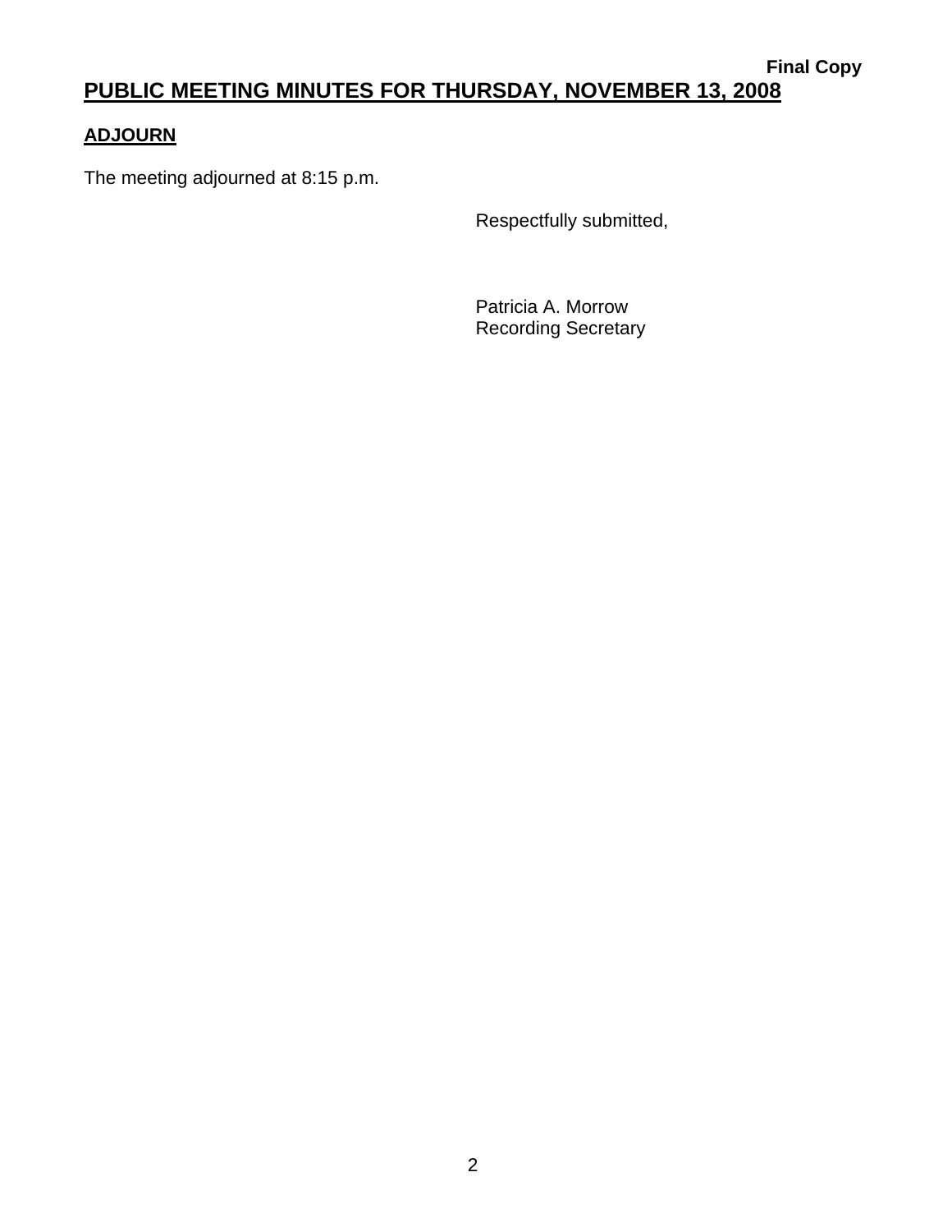**Final Copy**

# PUBLIC MEETING MINUTES FOR THURSDAY, NOVEMBER 13, 2008

## ADJOURN

The meeting adjourned at 8:15 p.m.

Respectfully submitted,

Patricia A. Morrow
Recording Secretary